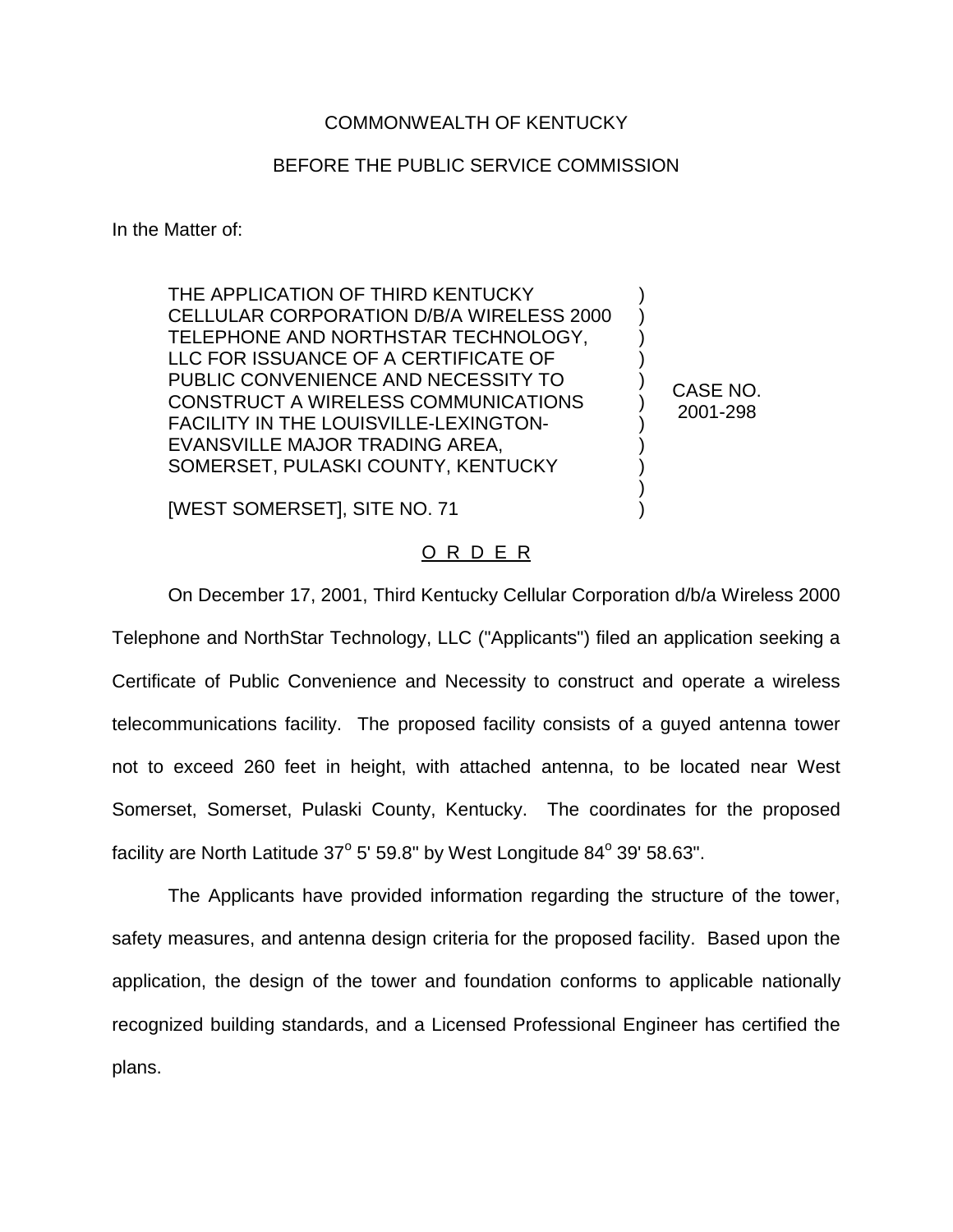COMMONWEALTH OF KENTUCKY

BEFORE THE PUBLIC SERVICE COMMISSION

In the Matter of:

THE APPLICATION OF THIRD KENTUCKY CELLULAR CORPORATION D/B/A WIRELESS 2000 TELEPHONE AND NORTHSTAR TECHNOLOGY, LLC FOR ISSUANCE OF A CERTIFICATE OF PUBLIC CONVENIENCE AND NECESSITY TO CONSTRUCT A WIRELESS COMMUNICATIONS FACILITY IN THE LOUISVILLE-LEXINGTON-EVANSVILLE MAJOR TRADING AREA, SOMERSET, PULASKI COUNTY, KENTUCKY

[WEST SOMERSET], SITE NO. 71

CASE NO. 2001-298

O R D E R

On December 17, 2001, Third Kentucky Cellular Corporation d/b/a Wireless 2000 Telephone and NorthStar Technology, LLC ("Applicants") filed an application seeking a Certificate of Public Convenience and Necessity to construct and operate a wireless telecommunications facility. The proposed facility consists of a guyed antenna tower not to exceed 260 feet in height, with attached antenna, to be located near West Somerset, Somerset, Pulaski County, Kentucky. The coordinates for the proposed facility are North Latitude $37^{o}$ 5' 59.8" by West Longitude $84^{o}$ 39' 58.63".

The Applicants have provided information regarding the structure of the tower, safety measures, and antenna design criteria for the proposed facility. Based upon the application, the design of the tower and foundation conforms to applicable nationally recognized building standards, and a Licensed Professional Engineer has certified the plans.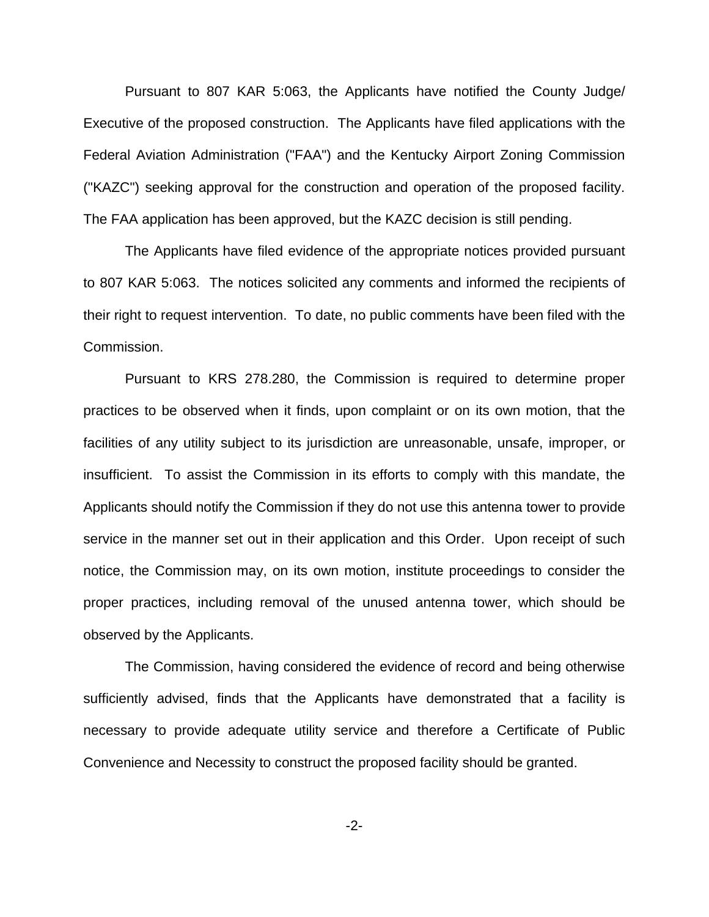Pursuant to 807 KAR 5:063, the Applicants have notified the County Judge/ Executive of the proposed construction. The Applicants have filed applications with the Federal Aviation Administration ("FAA") and the Kentucky Airport Zoning Commission ("KAZC") seeking approval for the construction and operation of the proposed facility. The FAA application has been approved, but the KAZC decision is still pending.

The Applicants have filed evidence of the appropriate notices provided pursuant to 807 KAR 5:063. The notices solicited any comments and informed the recipients of their right to request intervention. To date, no public comments have been filed with the Commission.

Pursuant to KRS 278.280, the Commission is required to determine proper practices to be observed when it finds, upon complaint or on its own motion, that the facilities of any utility subject to its jurisdiction are unreasonable, unsafe, improper, or insufficient. To assist the Commission in its efforts to comply with this mandate, the Applicants should notify the Commission if they do not use this antenna tower to provide service in the manner set out in their application and this Order. Upon receipt of such notice, the Commission may, on its own motion, institute proceedings to consider the proper practices, including removal of the unused antenna tower, which should be observed by the Applicants.

The Commission, having considered the evidence of record and being otherwise sufficiently advised, finds that the Applicants have demonstrated that a facility is necessary to provide adequate utility service and therefore a Certificate of Public Convenience and Necessity to construct the proposed facility should be granted.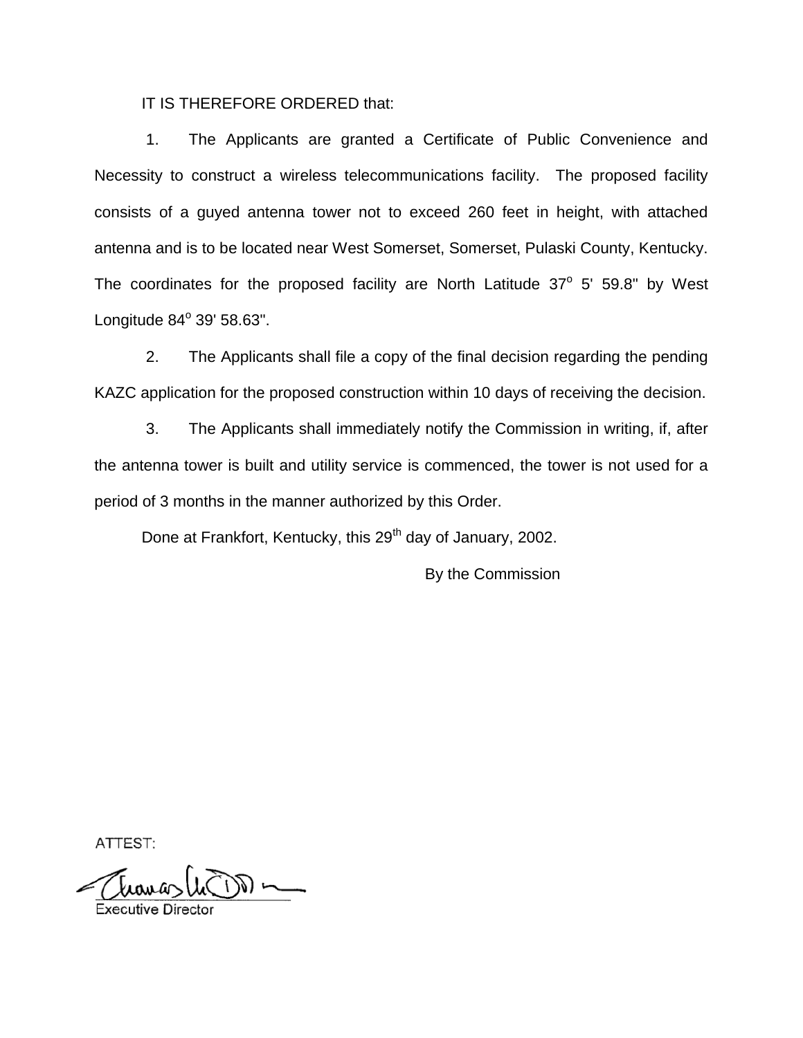IT IS THEREFORE ORDERED that:

1. The Applicants are granted a Certificate of Public Convenience and Necessity to construct a wireless telecommunications facility. The proposed facility consists of a guyed antenna tower not to exceed 260 feet in height, with attached antenna and is to be located near West Somerset, Somerset, Pulaski County, Kentucky. The coordinates for the proposed facility are North Latitude 37$^{o}$ 5' 59.8" by West Longitude 84$^{o}$ 39' 58.63".

2. The Applicants shall file a copy of the final decision regarding the pending KAZC application for the proposed construction within 10 days of receiving the decision.

3. The Applicants shall immediately notify the Commission in writing, if, after the antenna tower is built and utility service is commenced, the tower is not used for a period of 3 months in the manner authorized by this Order.

Done at Frankfort, Kentucky, this 29th day of January, 2002.

By the Commission

ATTEST:

Executive Director